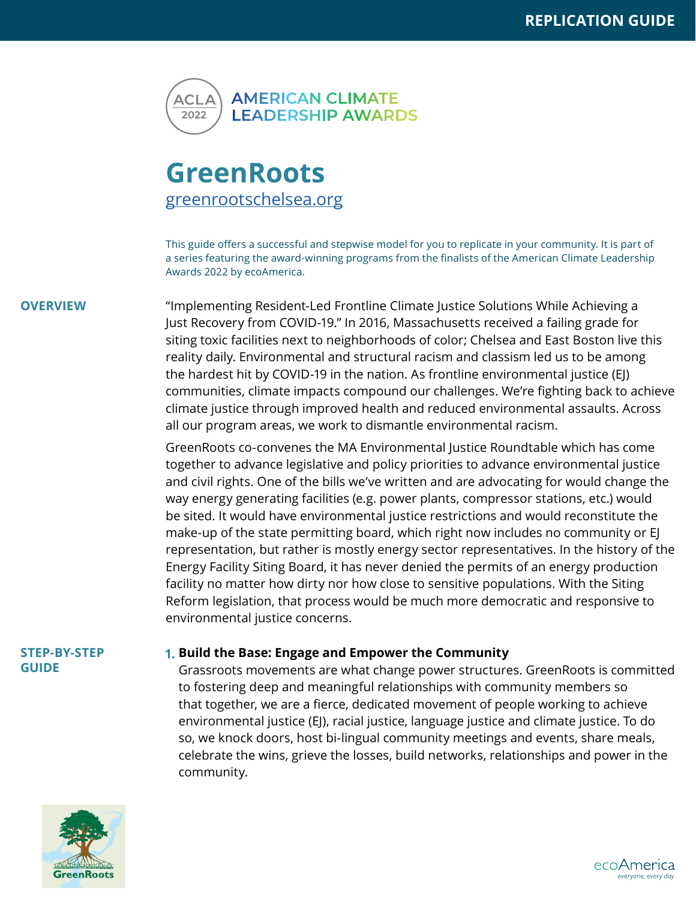REPLICATION GUIDE

ACLA 2022 — AMERICAN CLIMATE LEADERSHIP AWARDS

# GreenRoots

greenrootschelsea.org

This guide offers a successful and stepwise model for you to replicate in your community. It is part of a series featuring the award-winning programs from the finalists of the American Climate Leadership Awards 2022 by ecoAmerica.

## OVERVIEW

"Implementing Resident-Led Frontline Climate Justice Solutions While Achieving a Just Recovery from COVID-19." In 2016, Massachusetts received a failing grade for siting toxic facilities next to neighborhoods of color; Chelsea and East Boston live this reality daily. Environmental and structural racism and classism led us to be among the hardest hit by COVID-19 in the nation. As frontline environmental justice (EJ) communities, climate impacts compound our challenges. We're fighting back to achieve climate justice through improved health and reduced environmental assaults. Across all our program areas, we work to dismantle environmental racism.

GreenRoots co-convenes the MA Environmental Justice Roundtable which has come together to advance legislative and policy priorities to advance environmental justice and civil rights. One of the bills we've written and are advocating for would change the way energy generating facilities (e.g. power plants, compressor stations, etc.) would be sited. It would have environmental justice restrictions and would reconstitute the make-up of the state permitting board, which right now includes no community or EJ representation, but rather is mostly energy sector representatives. In the history of the Energy Facility Siting Board, it has never denied the permits of an energy production facility no matter how dirty nor how close to sensitive populations. With the Siting Reform legislation, that process would be much more democratic and responsive to environmental justice concerns.

## STEP-BY-STEP GUIDE

1. **Build the Base: Engage and Empower the Community**
   Grassroots movements are what change power structures. GreenRoots is committed to fostering deep and meaningful relationships with community members so that together, we are a fierce, dedicated movement of people working to achieve environmental justice (EJ), racial justice, language justice and climate justice. To do so, we knock doors, host bi-lingual community meetings and events, share meals, celebrate the wins, grieve the losses, build networks, relationships and power in the community.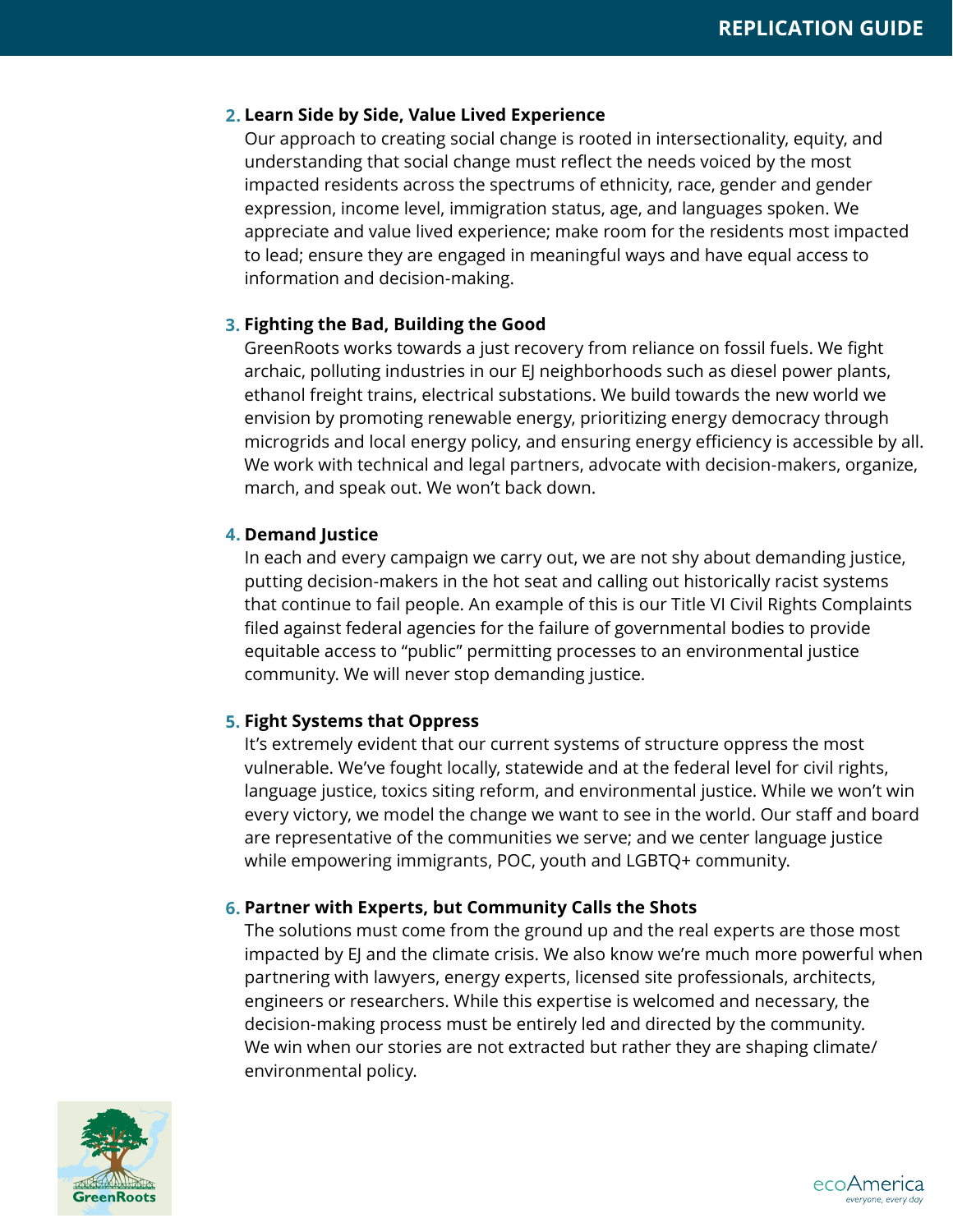2. **Learn Side by Side, Value Lived Experience**
   Our approach to creating social change is rooted in intersectionality, equity, and understanding that social change must reflect the needs voiced by the most impacted residents across the spectrums of ethnicity, race, gender and gender expression, income level, immigration status, age, and languages spoken. We appreciate and value lived experience; make room for the residents most impacted to lead; ensure they are engaged in meaningful ways and have equal access to information and decision-making.

3. **Fighting the Bad, Building the Good**
   GreenRoots works towards a just recovery from reliance on fossil fuels. We fight archaic, polluting industries in our EJ neighborhoods such as diesel power plants, ethanol freight trains, electrical substations. We build towards the new world we envision by promoting renewable energy, prioritizing energy democracy through microgrids and local energy policy, and ensuring energy efficiency is accessible by all. We work with technical and legal partners, advocate with decision-makers, organize, march, and speak out. We won't back down.

4. **Demand Justice**
   In each and every campaign we carry out, we are not shy about demanding justice, putting decision-makers in the hot seat and calling out historically racist systems that continue to fail people. An example of this is our Title VI Civil Rights Complaints filed against federal agencies for the failure of governmental bodies to provide equitable access to "public" permitting processes to an environmental justice community. We will never stop demanding justice.

5. **Fight Systems that Oppress**
   It's extremely evident that our current systems of structure oppress the most vulnerable. We've fought locally, statewide and at the federal level for civil rights, language justice, toxics siting reform, and environmental justice. While we won't win every victory, we model the change we want to see in the world. Our staff and board are representative of the communities we serve; and we center language justice while empowering immigrants, POC, youth and LGBTQ+ community.

6. **Partner with Experts, but Community Calls the Shots**
   The solutions must come from the ground up and the real experts are those most impacted by EJ and the climate crisis. We also know we're much more powerful when partnering with lawyers, energy experts, licensed site professionals, architects, engineers or researchers. While this expertise is welcomed and necessary, the decision-making process must be entirely led and directed by the community. We win when our stories are not extracted but rather they are shaping climate/environmental policy.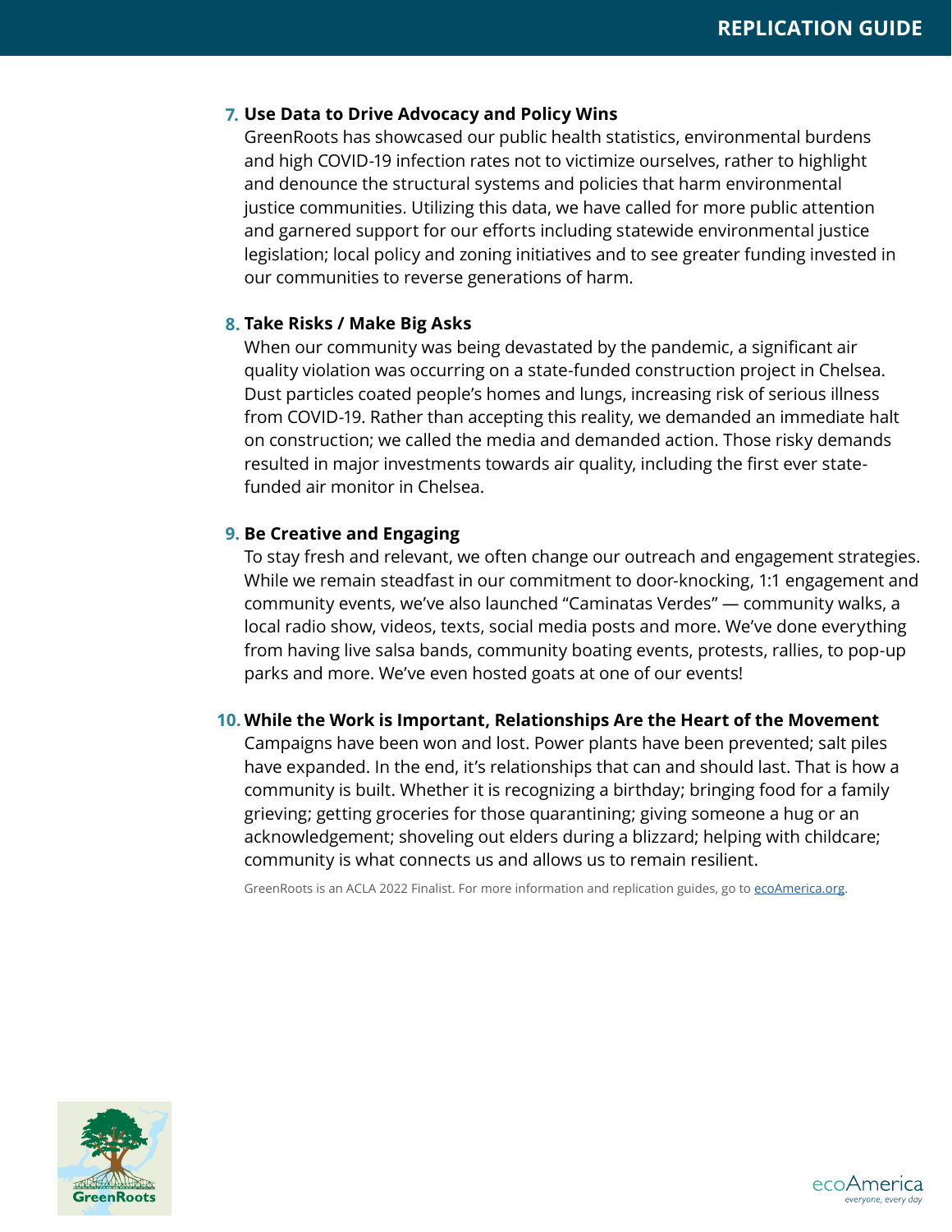7. **Use Data to Drive Advocacy and Policy Wins**
   GreenRoots has showcased our public health statistics, environmental burdens and high COVID-19 infection rates not to victimize ourselves, rather to highlight and denounce the structural systems and policies that harm environmental justice communities. Utilizing this data, we have called for more public attention and garnered support for our efforts including statewide environmental justice legislation; local policy and zoning initiatives and to see greater funding invested in our communities to reverse generations of harm.

8. **Take Risks / Make Big Asks**
   When our community was being devastated by the pandemic, a significant air quality violation was occurring on a state-funded construction project in Chelsea. Dust particles coated people's homes and lungs, increasing risk of serious illness from COVID-19. Rather than accepting this reality, we demanded an immediate halt on construction; we called the media and demanded action. Those risky demands resulted in major investments towards air quality, including the first ever state-funded air monitor in Chelsea.

9. **Be Creative and Engaging**
   To stay fresh and relevant, we often change our outreach and engagement strategies. While we remain steadfast in our commitment to door-knocking, 1:1 engagement and community events, we've also launched "Caminatas Verdes" — community walks, a local radio show, videos, texts, social media posts and more. We've done everything from having live salsa bands, community boating events, protests, rallies, to pop-up parks and more. We've even hosted goats at one of our events!

10. **While the Work is Important, Relationships Are the Heart of the Movement**
    Campaigns have been won and lost. Power plants have been prevented; salt piles have expanded. In the end, it's relationships that can and should last. That is how a community is built. Whether it is recognizing a birthday; bringing food for a family grieving; getting groceries for those quarantining; giving someone a hug or an acknowledgement; shoveling out elders during a blizzard; helping with childcare; community is what connects us and allows us to remain resilient.

GreenRoots is an ACLA 2022 Finalist. For more information and replication guides, go to ecoAmerica.org.